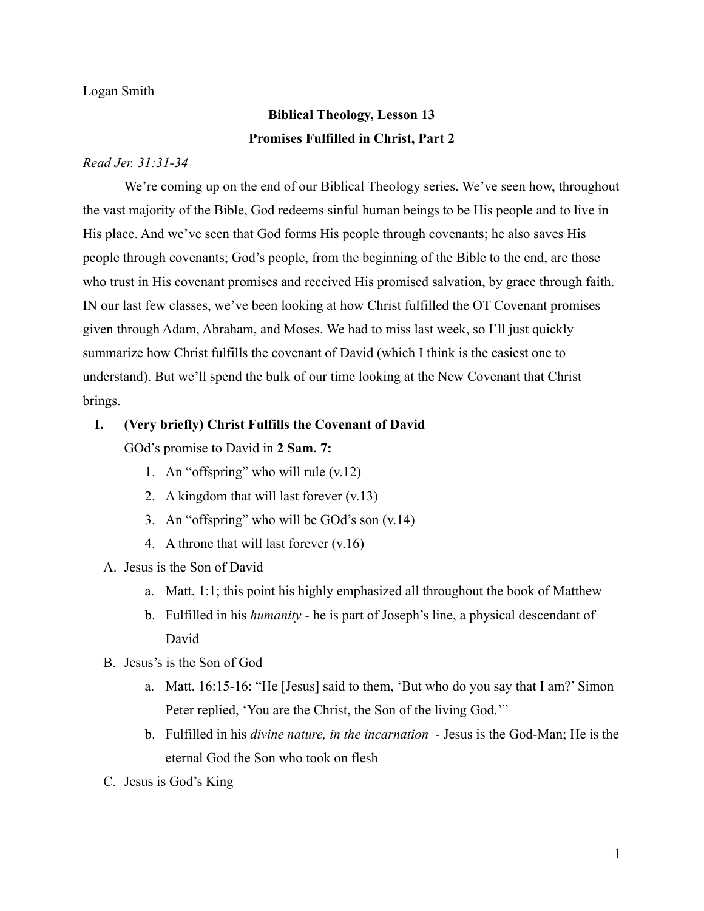Logan Smith

**Biblical Theology, Lesson 13**

**Promises Fulfilled in Christ, Part 2**

*Read Jer. 31:31-34*

We're coming up on the end of our Biblical Theology series. We've seen how, throughout the vast majority of the Bible, God redeems sinful human beings to be His people and to live in His place. And we've seen that God forms His people through covenants; he also saves His people through covenants; God's people, from the beginning of the Bible to the end, are those who trust in His covenant promises and received His promised salvation, by grace through faith. IN our last few classes, we've been looking at how Christ fulfilled the OT Covenant promises given through Adam, Abraham, and Moses. We had to miss last week, so I'll just quickly summarize how Christ fulfills the covenant of David (which I think is the easiest one to understand). But we'll spend the bulk of our time looking at the New Covenant that Christ brings.

I. **(Very briefly) Christ Fulfills the Covenant of David**

   GOd's promise to David in **2 Sam. 7:**

   1. An "offspring" who will rule (v.12)
   2. A kingdom that will last forever (v.13)
   3. An "offspring" who will be GOd's son (v.14)
   4. A throne that will last forever (v.16)

A. Jesus is the Son of David
   a. Matt. 1:1; this point his highly emphasized all throughout the book of Matthew
   b. Fulfilled in his *humanity* - he is part of Joseph's line, a physical descendant of David

B. Jesus's is the Son of God
   a. Matt. 16:15-16: "He [Jesus] said to them, 'But who do you say that I am?' Simon Peter replied, 'You are the Christ, the Son of the living God.'"
   b. Fulfilled in his *divine nature, in the incarnation* - Jesus is the God-Man; He is the eternal God the Son who took on flesh

C. Jesus is God's King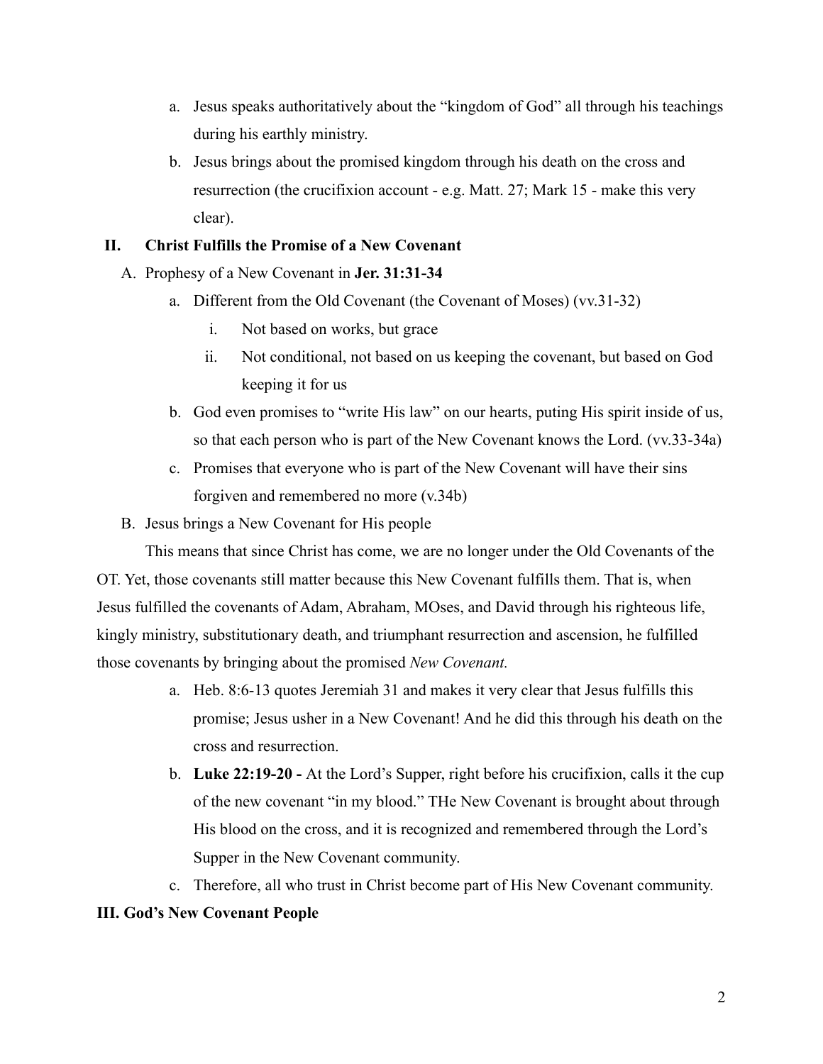a. Jesus speaks authoritatively about the "kingdom of God" all through his teachings during his earthly ministry.

b. Jesus brings about the promised kingdom through his death on the cross and resurrection (the crucifixion account - e.g. Matt. 27; Mark 15 - make this very clear).

## II. Christ Fulfills the Promise of a New Covenant

A. Prophesy of a New Covenant in **Jer. 31:31-34**

a. Different from the Old Covenant (the Covenant of Moses) (vv.31-32)

i. Not based on works, but grace

ii. Not conditional, not based on us keeping the covenant, but based on God keeping it for us

b. God even promises to "write His law" on our hearts, puting His spirit inside of us, so that each person who is part of the New Covenant knows the Lord. (vv.33-34a)

c. Promises that everyone who is part of the New Covenant will have their sins forgiven and remembered no more (v.34b)

B. Jesus brings a New Covenant for His people

This means that since Christ has come, we are no longer under the Old Covenants of the OT. Yet, those covenants still matter because this New Covenant fulfills them. That is, when Jesus fulfilled the covenants of Adam, Abraham, MOses, and David through his righteous life, kingly ministry, substitutionary death, and triumphant resurrection and ascension, he fulfilled those covenants by bringing about the promised *New Covenant.*

a. Heb. 8:6-13 quotes Jeremiah 31 and makes it very clear that Jesus fulfills this promise; Jesus usher in a New Covenant! And he did this through his death on the cross and resurrection.

b. **Luke 22:19-20 -** At the Lord's Supper, right before his crucifixion, calls it the cup of the new covenant "in my blood." THe New Covenant is brought about through His blood on the cross, and it is recognized and remembered through the Lord's Supper in the New Covenant community.

c. Therefore, all who trust in Christ become part of His New Covenant community.

## III. God's New Covenant People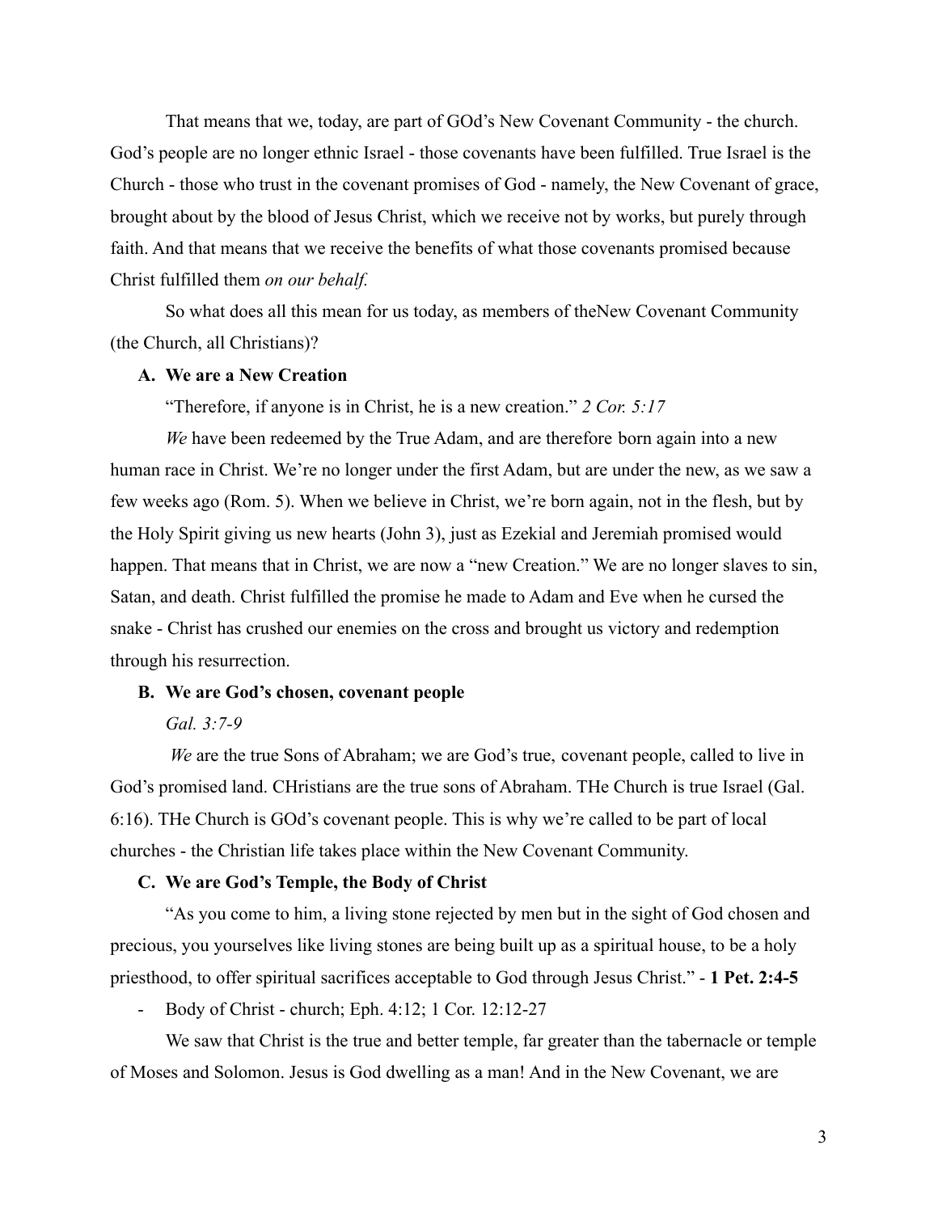That means that we, today, are part of GOd's New Covenant Community - the church. God's people are no longer ethnic Israel - those covenants have been fulfilled. True Israel is the Church - those who trust in the covenant promises of God - namely, the New Covenant of grace, brought about by the blood of Jesus Christ, which we receive not by works, but purely through faith. And that means that we receive the benefits of what those covenants promised because Christ fulfilled them *on our behalf.*

So what does all this mean for us today, as members of theNew Covenant Community (the Church, all Christians)?

**A. We are a New Creation**

"Therefore, if anyone is in Christ, he is a new creation." *2 Cor. 5:17*

*We* have been redeemed by the True Adam, and are therefore born again into a new human race in Christ. We're no longer under the first Adam, but are under the new, as we saw a few weeks ago (Rom. 5). When we believe in Christ, we're born again, not in the flesh, but by the Holy Spirit giving us new hearts (John 3), just as Ezekial and Jeremiah promised would happen. That means that in Christ, we are now a "new Creation." We are no longer slaves to sin, Satan, and death. Christ fulfilled the promise he made to Adam and Eve when he cursed the snake - Christ has crushed our enemies on the cross and brought us victory and redemption through his resurrection.

**B. We are God's chosen, covenant people**

*Gal. 3:7-9*

*We* are the true Sons of Abraham; we are God's true, covenant people, called to live in God's promised land. CHristians are the true sons of Abraham. THe Church is true Israel (Gal. 6:16). THe Church is GOd's covenant people. This is why we're called to be part of local churches - the Christian life takes place within the New Covenant Community.

**C. We are God's Temple, the Body of Christ**

"As you come to him, a living stone rejected by men but in the sight of God chosen and precious, you yourselves like living stones are being built up as a spiritual house, to be a holy priesthood, to offer spiritual sacrifices acceptable to God through Jesus Christ." - **1 Pet. 2:4-5**

- Body of Christ - church; Eph. 4:12; 1 Cor. 12:12-27

We saw that Christ is the true and better temple, far greater than the tabernacle or temple of Moses and Solomon. Jesus is God dwelling as a man! And in the New Covenant, we are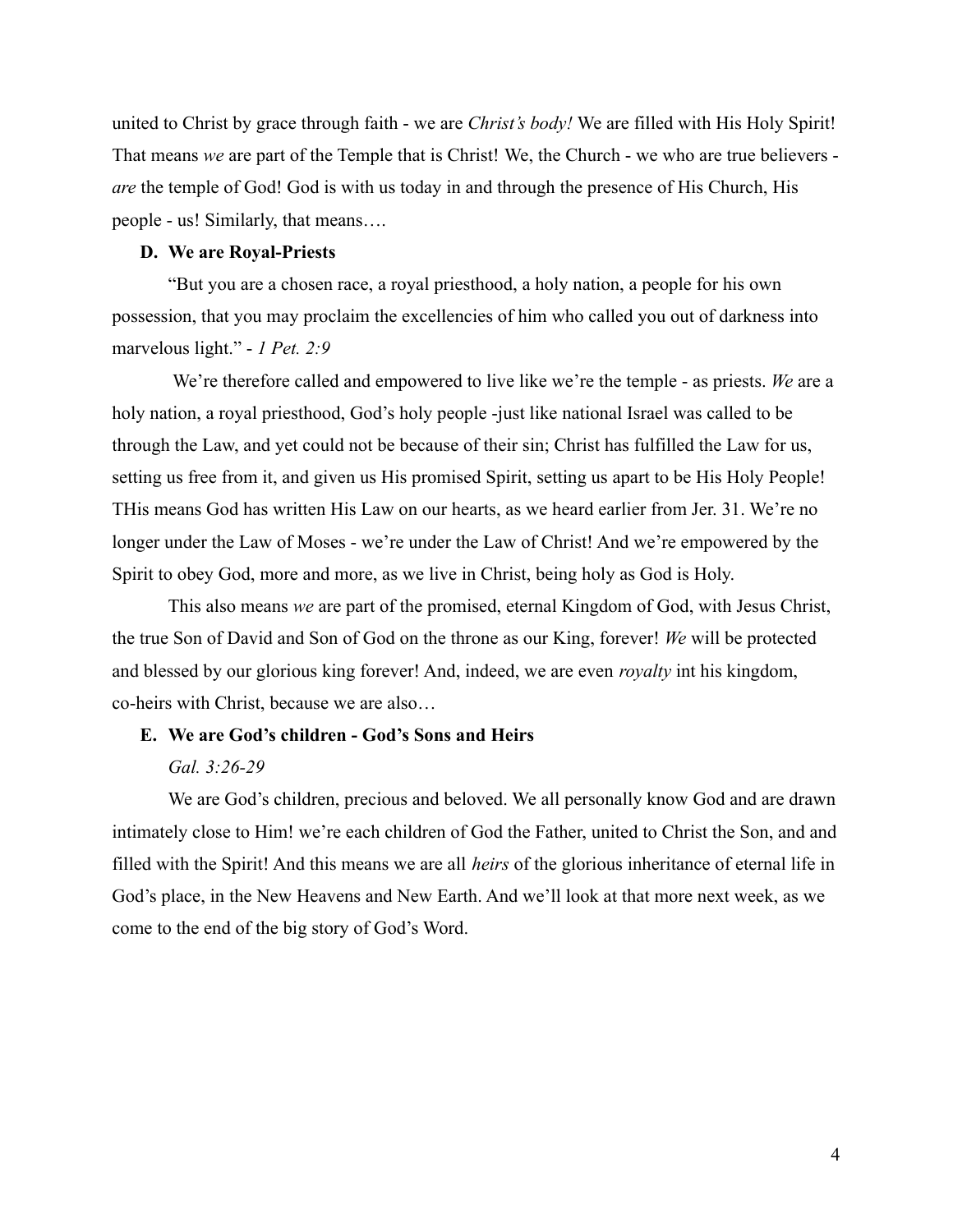united to Christ by grace through faith - we are *Christ's body!* We are filled with His Holy Spirit! That means *we* are part of the Temple that is Christ! We, the Church - we who are true believers - *are* the temple of God! God is with us today in and through the presence of His Church, His people - us! Similarly, that means….

**D. We are Royal-Priests**

"But you are a chosen race, a royal priesthood, a holy nation, a people for his own possession, that you may proclaim the excellencies of him who called you out of darkness into marvelous light." - *1 Pet. 2:9*

We're therefore called and empowered to live like we're the temple - as priests. *We* are a holy nation, a royal priesthood, God's holy people -just like national Israel was called to be through the Law, and yet could not be because of their sin; Christ has fulfilled the Law for us, setting us free from it, and given us His promised Spirit, setting us apart to be His Holy People! THis means God has written His Law on our hearts, as we heard earlier from Jer. 31. We're no longer under the Law of Moses - we're under the Law of Christ! And we're empowered by the Spirit to obey God, more and more, as we live in Christ, being holy as God is Holy.

This also means *we* are part of the promised, eternal Kingdom of God, with Jesus Christ, the true Son of David and Son of God on the throne as our King, forever! *We* will be protected and blessed by our glorious king forever! And, indeed, we are even *royalty* int his kingdom, co-heirs with Christ, because we are also…

**E. We are God's children - God's Sons and Heirs**

*Gal. 3:26-29*

We are God's children, precious and beloved. We all personally know God and are drawn intimately close to Him! we're each children of God the Father, united to Christ the Son, and and filled with the Spirit! And this means we are all *heirs* of the glorious inheritance of eternal life in God's place, in the New Heavens and New Earth. And we'll look at that more next week, as we come to the end of the big story of God's Word.